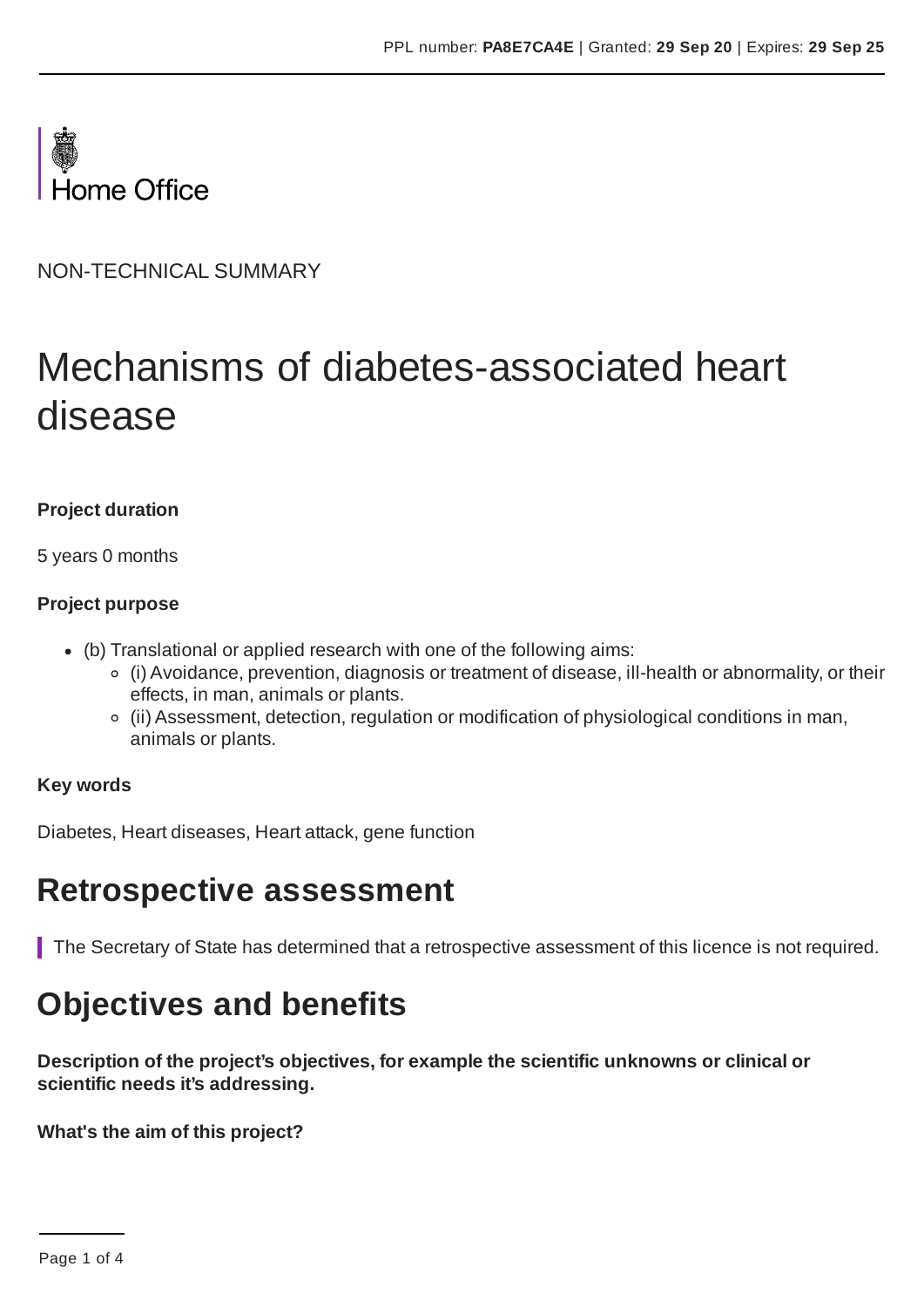PPL number: **PA8E7CA4E** | Granted: **29 Sep 20** | Expires: **29 Sep 25**

Home Office

NON-TECHNICAL SUMMARY

# Mechanisms of diabetes-associated heart disease

**Project duration**

5 years 0 months

**Project purpose**

- (b) Translational or applied research with one of the following aims:
  - (i) Avoidance, prevention, diagnosis or treatment of disease, ill-health or abnormality, or their effects, in man, animals or plants.
  - (ii) Assessment, detection, regulation or modification of physiological conditions in man, animals or plants.

**Key words**

Diabetes, Heart diseases, Heart attack, gene function

## Retrospective assessment

The Secretary of State has determined that a retrospective assessment of this licence is not required.

## Objectives and benefits

**Description of the project's objectives, for example the scientific unknowns or clinical or scientific needs it's addressing.**

**What's the aim of this project?**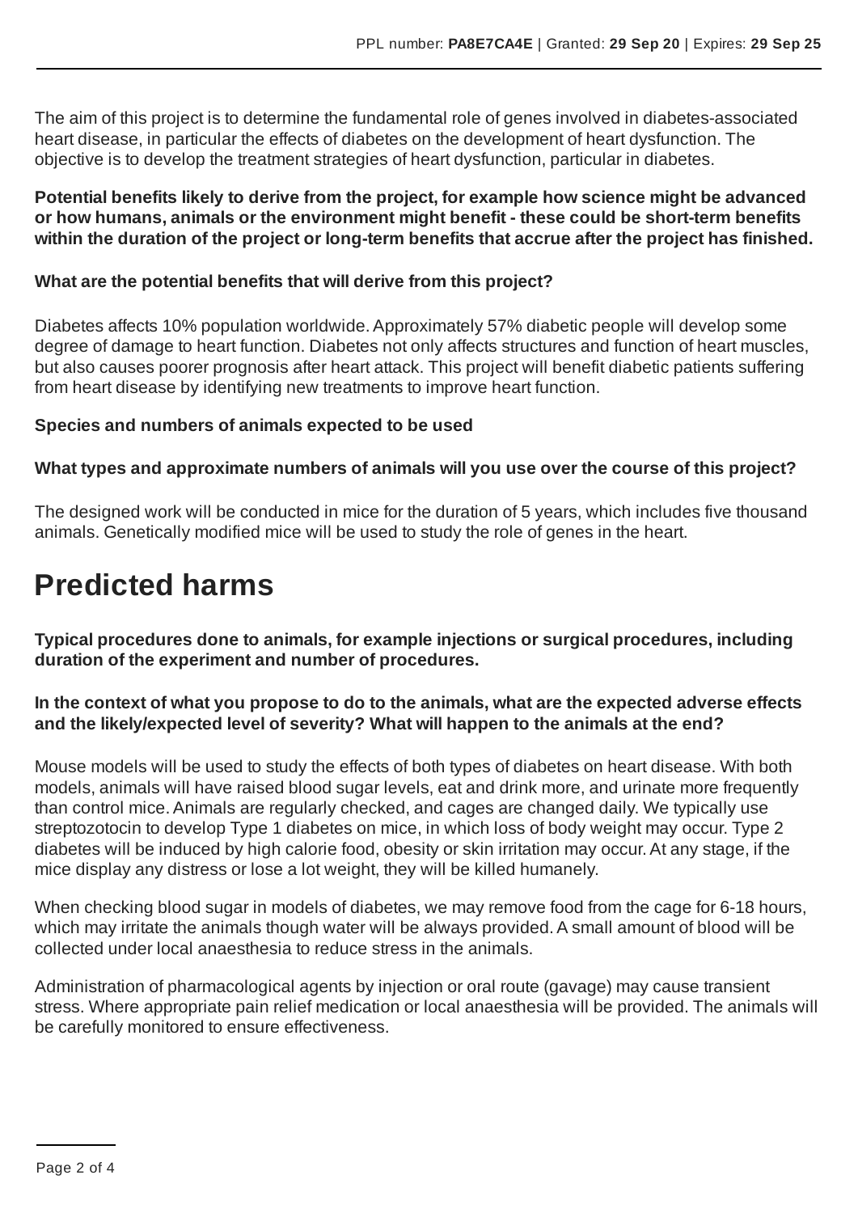The aim of this project is to determine the fundamental role of genes involved in diabetes-associated heart disease, in particular the effects of diabetes on the development of heart dysfunction. The objective is to develop the treatment strategies of heart dysfunction, particular in diabetes.

**Potential benefits likely to derive from the project, for example how science might be advanced or how humans, animals or the environment might benefit - these could be short-term benefits within the duration of the project or long-term benefits that accrue after the project has finished.**

**What are the potential benefits that will derive from this project?**

Diabetes affects 10% population worldwide. Approximately 57% diabetic people will develop some degree of damage to heart function. Diabetes not only affects structures and function of heart muscles, but also causes poorer prognosis after heart attack. This project will benefit diabetic patients suffering from heart disease by identifying new treatments to improve heart function.

**Species and numbers of animals expected to be used**

**What types and approximate numbers of animals will you use over the course of this project?**

The designed work will be conducted in mice for the duration of 5 years, which includes five thousand animals. Genetically modified mice will be used to study the role of genes in the heart.

# Predicted harms

**Typical procedures done to animals, for example injections or surgical procedures, including duration of the experiment and number of procedures.**

**In the context of what you propose to do to the animals, what are the expected adverse effects and the likely/expected level of severity? What will happen to the animals at the end?**

Mouse models will be used to study the effects of both types of diabetes on heart disease. With both models, animals will have raised blood sugar levels, eat and drink more, and urinate more frequently than control mice. Animals are regularly checked, and cages are changed daily. We typically use streptozotocin to develop Type 1 diabetes on mice, in which loss of body weight may occur. Type 2 diabetes will be induced by high calorie food, obesity or skin irritation may occur. At any stage, if the mice display any distress or lose a lot weight, they will be killed humanely.

When checking blood sugar in models of diabetes, we may remove food from the cage for 6-18 hours, which may irritate the animals though water will be always provided. A small amount of blood will be collected under local anaesthesia to reduce stress in the animals.

Administration of pharmacological agents by injection or oral route (gavage) may cause transient stress. Where appropriate pain relief medication or local anaesthesia will be provided. The animals will be carefully monitored to ensure effectiveness.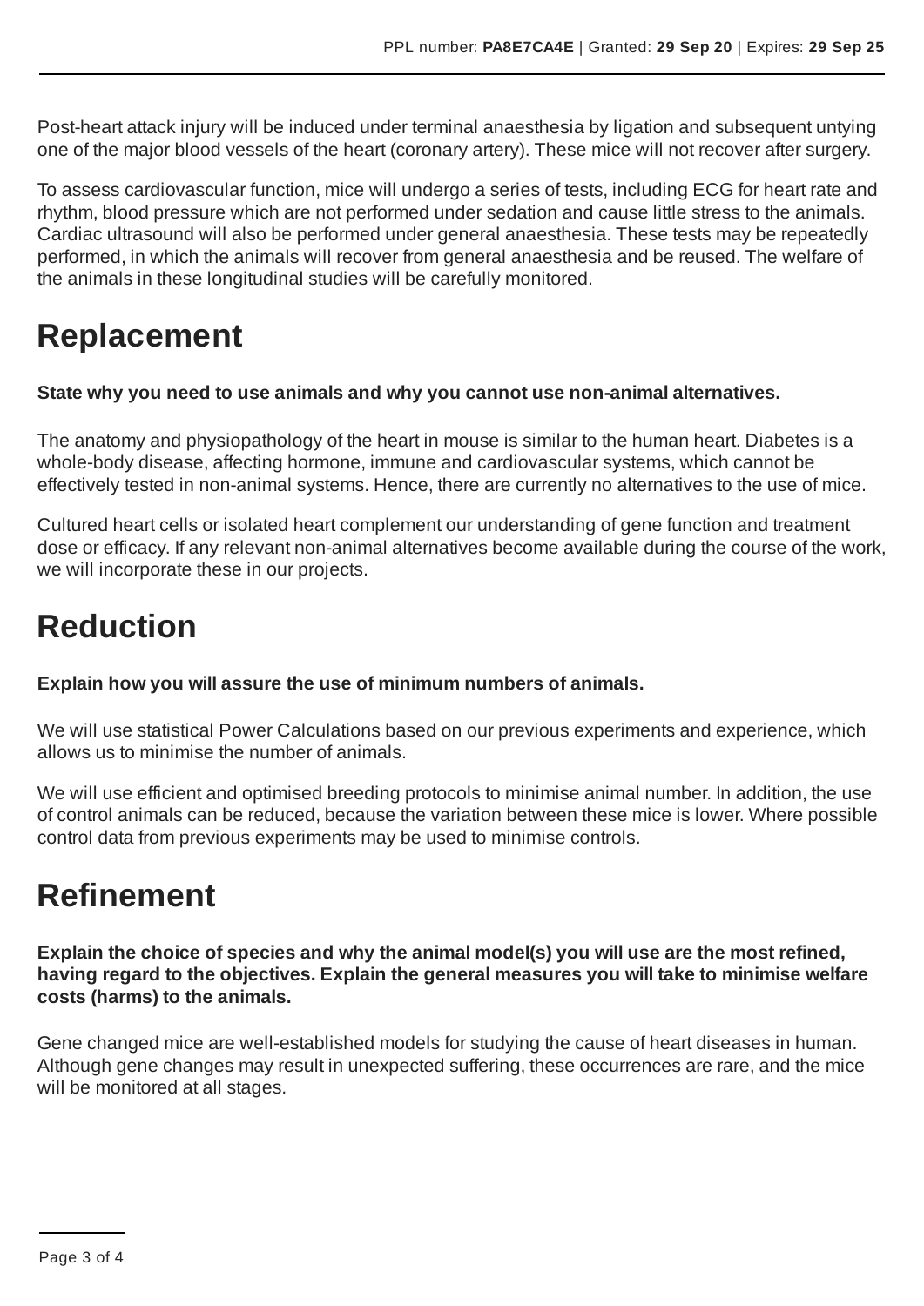Post-heart attack injury will be induced under terminal anaesthesia by ligation and subsequent untying one of the major blood vessels of the heart (coronary artery). These mice will not recover after surgery.

To assess cardiovascular function, mice will undergo a series of tests, including ECG for heart rate and rhythm, blood pressure which are not performed under sedation and cause little stress to the animals. Cardiac ultrasound will also be performed under general anaesthesia. These tests may be repeatedly performed, in which the animals will recover from general anaesthesia and be reused. The welfare of the animals in these longitudinal studies will be carefully monitored.

# Replacement

**State why you need to use animals and why you cannot use non-animal alternatives.**

The anatomy and physiopathology of the heart in mouse is similar to the human heart. Diabetes is a whole-body disease, affecting hormone, immune and cardiovascular systems, which cannot be effectively tested in non-animal systems. Hence, there are currently no alternatives to the use of mice.

Cultured heart cells or isolated heart complement our understanding of gene function and treatment dose or efficacy. If any relevant non-animal alternatives become available during the course of the work, we will incorporate these in our projects.

# Reduction

**Explain how you will assure the use of minimum numbers of animals.**

We will use statistical Power Calculations based on our previous experiments and experience, which allows us to minimise the number of animals.

We will use efficient and optimised breeding protocols to minimise animal number. In addition, the use of control animals can be reduced, because the variation between these mice is lower. Where possible control data from previous experiments may be used to minimise controls.

# Refinement

**Explain the choice of species and why the animal model(s) you will use are the most refined, having regard to the objectives. Explain the general measures you will take to minimise welfare costs (harms) to the animals.**

Gene changed mice are well-established models for studying the cause of heart diseases in human. Although gene changes may result in unexpected suffering, these occurrences are rare, and the mice will be monitored at all stages.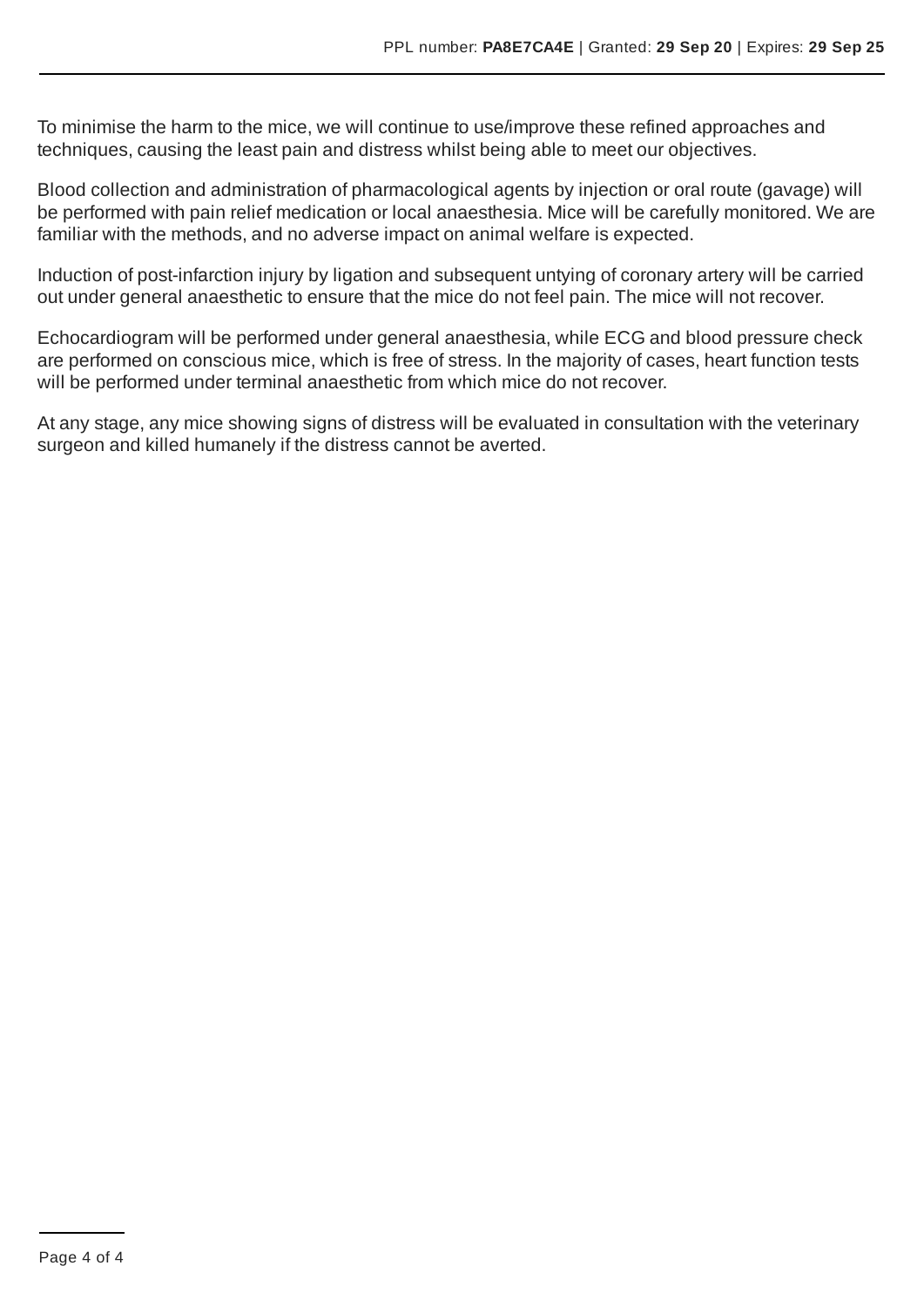To minimise the harm to the mice, we will continue to use/improve these refined approaches and techniques, causing the least pain and distress whilst being able to meet our objectives.

Blood collection and administration of pharmacological agents by injection or oral route (gavage) will be performed with pain relief medication or local anaesthesia. Mice will be carefully monitored. We are familiar with the methods, and no adverse impact on animal welfare is expected.

Induction of post-infarction injury by ligation and subsequent untying of coronary artery will be carried out under general anaesthetic to ensure that the mice do not feel pain. The mice will not recover.

Echocardiogram will be performed under general anaesthesia, while ECG and blood pressure check are performed on conscious mice, which is free of stress. In the majority of cases, heart function tests will be performed under terminal anaesthetic from which mice do not recover.

At any stage, any mice showing signs of distress will be evaluated in consultation with the veterinary surgeon and killed humanely if the distress cannot be averted.